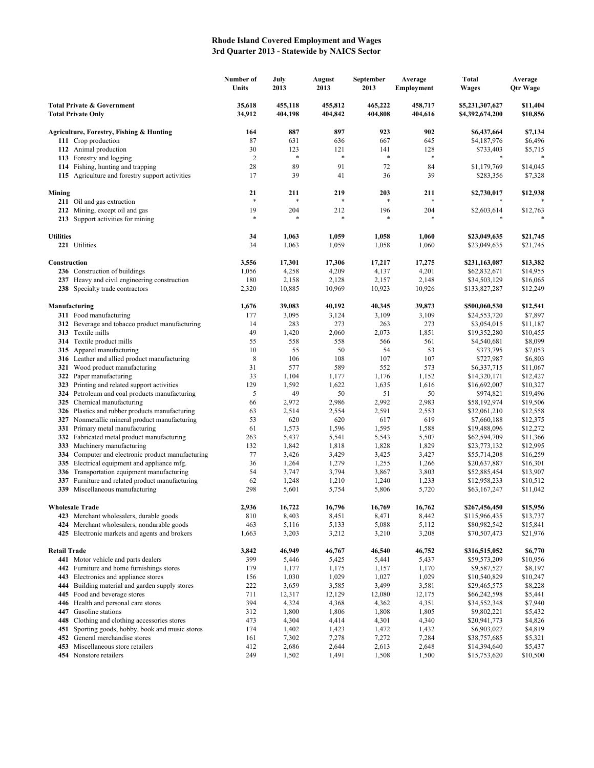# Rhode Island Covered Employment and Wages
## 3rd Quarter 2013 - Statewide by NAICS Sector

| | Number of Units | July 2013 | August 2013 | September 2013 | Average Employment | Total Wages | Average Qtr Wage |
|---|---|---|---|---|---|---|---|
| **Total Private & Government** | **35,618** | **455,118** | **455,812** | **465,222** | **458,717** | **$5,231,307,627** | **$11,404** |
| **Total Private Only** | **34,912** | **404,198** | **404,842** | **404,808** | **404,616** | **$4,392,674,200** | **$10,856** |
| **Agriculture, Forestry, Fishing & Hunting** | **164** | **887** | **897** | **923** | **902** | **$6,437,664** | **$7,134** |
| **111** Crop production | 87 | 631 | 636 | 667 | 645 | $4,187,976 | $6,496 |
| **112** Animal production | 30 | 123 | 121 | 141 | 128 | $733,403 | $5,715 |
| **113** Forestry and logging | 2 | * | * | * | * | * | * |
| **114** Fishing, hunting and trapping | 28 | 89 | 91 | 72 | 84 | $1,179,769 | $14,045 |
| **115** Agriculture and forestry support activities | 17 | 39 | 41 | 36 | 39 | $283,356 | $7,328 |
| **Mining** | **21** | **211** | **219** | **203** | **211** | **$2,730,017** | **$12,938** |
| **211** Oil and gas extraction | * | * | * | * | * | * | * |
| **212** Mining, except oil and gas | 19 | 204 | 212 | 196 | 204 | $2,603,614 | $12,763 |
| **213** Support activities for mining | * | * | * | * | * | * | * |
| **Utilities** | **34** | **1,063** | **1,059** | **1,058** | **1,060** | **$23,049,635** | **$21,745** |
| **221** Utilities | 34 | 1,063 | 1,059 | 1,058 | 1,060 | $23,049,635 | $21,745 |
| **Construction** | **3,556** | **17,301** | **17,306** | **17,217** | **17,275** | **$231,163,087** | **$13,382** |
| **236** Construction of buildings | 1,056 | 4,258 | 4,209 | 4,137 | 4,201 | $62,832,671 | $14,955 |
| **237** Heavy and civil engineering construction | 180 | 2,158 | 2,128 | 2,157 | 2,148 | $34,503,129 | $16,065 |
| **238** Specialty trade contractors | 2,320 | 10,885 | 10,969 | 10,923 | 10,926 | $133,827,287 | $12,249 |
| **Manufacturing** | **1,676** | **39,083** | **40,192** | **40,345** | **39,873** | **$500,060,530** | **$12,541** |
| **311** Food manufacturing | 177 | 3,095 | 3,124 | 3,109 | 3,109 | $24,553,720 | $7,897 |
| **312** Beverage and tobacco product manufacturing | 14 | 283 | 273 | 263 | 273 | $3,054,015 | $11,187 |
| **313** Textile mills | 49 | 1,420 | 2,060 | 2,073 | 1,851 | $19,352,280 | $10,455 |
| **314** Textile product mills | 55 | 558 | 558 | 566 | 561 | $4,540,681 | $8,099 |
| **315** Apparel manufacturing | 10 | 55 | 50 | 54 | 53 | $373,795 | $7,053 |
| **316** Leather and allied product manufacturing | 8 | 106 | 108 | 107 | 107 | $727,987 | $6,803 |
| **321** Wood product manufacturing | 31 | 577 | 589 | 552 | 573 | $6,337,715 | $11,067 |
| **322** Paper manufacturing | 33 | 1,104 | 1,177 | 1,176 | 1,152 | $14,320,171 | $12,427 |
| **323** Printing and related support activities | 129 | 1,592 | 1,622 | 1,635 | 1,616 | $16,692,007 | $10,327 |
| **324** Petroleum and coal products manufacturing | 5 | 49 | 50 | 51 | 50 | $974,821 | $19,496 |
| **325** Chemical manufacturing | 66 | 2,972 | 2,986 | 2,992 | 2,983 | $58,192,974 | $19,506 |
| **326** Plastics and rubber products manufacturing | 63 | 2,514 | 2,554 | 2,591 | 2,553 | $32,061,210 | $12,558 |
| **327** Nonmetallic mineral product manufacturing | 53 | 620 | 620 | 617 | 619 | $7,660,188 | $12,375 |
| **331** Primary metal manufacturing | 61 | 1,573 | 1,596 | 1,595 | 1,588 | $19,488,096 | $12,272 |
| **332** Fabricated metal product manufacturing | 263 | 5,437 | 5,541 | 5,543 | 5,507 | $62,594,709 | $11,366 |
| **333** Machinery manufacturing | 132 | 1,842 | 1,818 | 1,828 | 1,829 | $23,773,132 | $12,995 |
| **334** Computer and electronic product manufacturing | 77 | 3,426 | 3,429 | 3,425 | 3,427 | $55,714,208 | $16,259 |
| **335** Electrical equipment and appliance mfg. | 36 | 1,264 | 1,279 | 1,255 | 1,266 | $20,637,887 | $16,301 |
| **336** Transportation equipment manufacturing | 54 | 3,747 | 3,794 | 3,867 | 3,803 | $52,885,454 | $13,907 |
| **337** Furniture and related product manufacturing | 62 | 1,248 | 1,210 | 1,240 | 1,233 | $12,958,233 | $10,512 |
| **339** Miscellaneous manufacturing | 298 | 5,601 | 5,754 | 5,806 | 5,720 | $63,167,247 | $11,042 |
| **Wholesale Trade** | **2,936** | **16,722** | **16,796** | **16,769** | **16,762** | **$267,456,450** | **$15,956** |
| **423** Merchant wholesalers, durable goods | 810 | 8,403 | 8,451 | 8,471 | 8,442 | $115,966,435 | $13,737 |
| **424** Merchant wholesalers, nondurable goods | 463 | 5,116 | 5,133 | 5,088 | 5,112 | $80,982,542 | $15,841 |
| **425** Electronic markets and agents and brokers | 1,663 | 3,203 | 3,212 | 3,210 | 3,208 | $70,507,473 | $21,976 |
| **Retail Trade** | **3,842** | **46,949** | **46,767** | **46,540** | **46,752** | **$316,515,052** | **$6,770** |
| **441** Motor vehicle and parts dealers | 399 | 5,446 | 5,425 | 5,441 | 5,437 | $59,573,209 | $10,956 |
| **442** Furniture and home furnishings stores | 179 | 1,177 | 1,175 | 1,157 | 1,170 | $9,587,527 | $8,197 |
| **443** Electronics and appliance stores | 156 | 1,030 | 1,029 | 1,027 | 1,029 | $10,540,829 | $10,247 |
| **444** Building material and garden supply stores | 222 | 3,659 | 3,585 | 3,499 | 3,581 | $29,465,575 | $8,228 |
| **445** Food and beverage stores | 711 | 12,317 | 12,129 | 12,080 | 12,175 | $66,242,598 | $5,441 |
| **446** Health and personal care stores | 394 | 4,324 | 4,368 | 4,362 | 4,351 | $34,552,348 | $7,940 |
| **447** Gasoline stations | 312 | 1,800 | 1,806 | 1,808 | 1,805 | $9,802,221 | $5,432 |
| **448** Clothing and clothing accessories stores | 473 | 4,304 | 4,414 | 4,301 | 4,340 | $20,941,773 | $4,826 |
| **451** Sporting goods, hobby, book and music stores | 174 | 1,402 | 1,423 | 1,472 | 1,432 | $6,903,027 | $4,819 |
| **452** General merchandise stores | 161 | 7,302 | 7,278 | 7,272 | 7,284 | $38,757,685 | $5,321 |
| **453** Miscellaneous store retailers | 412 | 2,686 | 2,644 | 2,613 | 2,648 | $14,394,640 | $5,437 |
| **454** Nonstore retailers | 249 | 1,502 | 1,491 | 1,508 | 1,500 | $15,753,620 | $10,500 |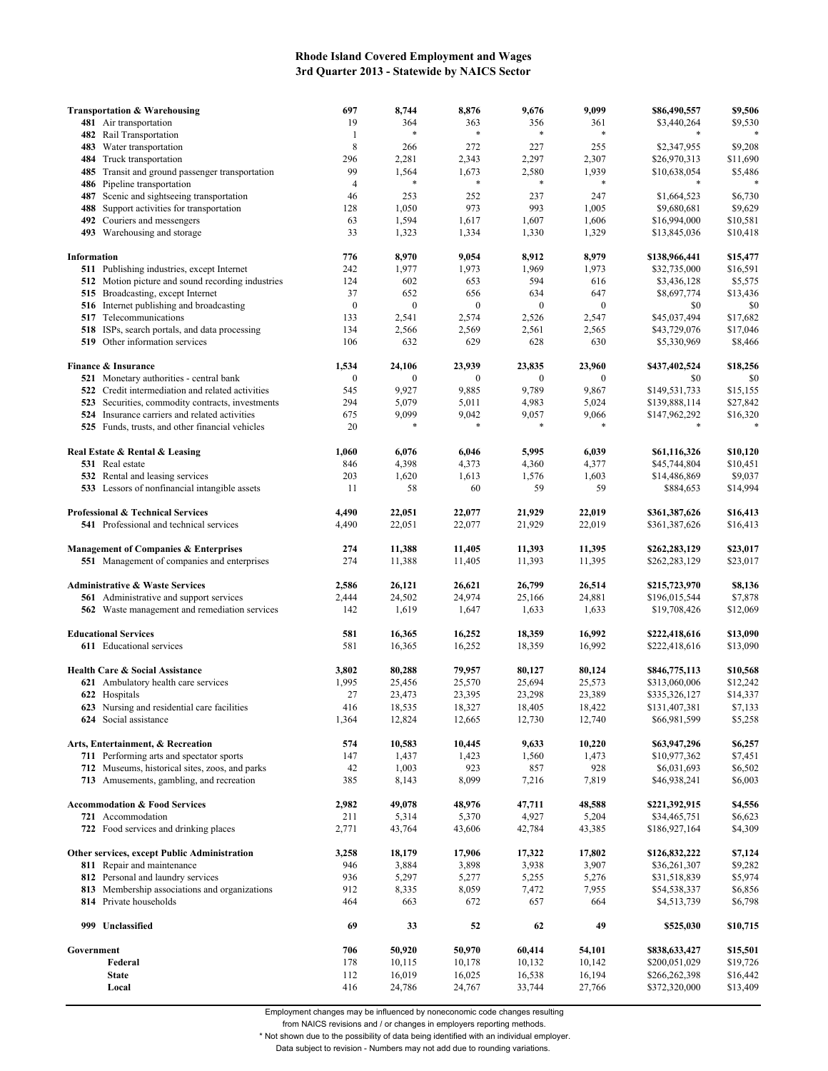# Rhode Island Covered Employment and Wages
## 3rd Quarter 2013 - Statewide by NAICS Sector

| | | | | | | | |
|---|---|---|---|---|---|---|---|
| **Transportation & Warehousing** | **697** | **8,744** | **8,876** | **9,676** | **9,099** | **$86,490,557** | **$9,506** |
| 481 Air transportation | 19 | 364 | 363 | 356 | 361 | $3,440,264 | $9,530 |
| 482 Rail Transportation | 1 | * | * | * | * | * | * |
| 483 Water transportation | 8 | 266 | 272 | 227 | 255 | $2,347,955 | $9,208 |
| 484 Truck transportation | 296 | 2,281 | 2,343 | 2,297 | 2,307 | $26,970,313 | $11,690 |
| 485 Transit and ground passenger transportation | 99 | 1,564 | 1,673 | 2,580 | 1,939 | $10,638,054 | $5,486 |
| 486 Pipeline transportation | 4 | * | * | * | * | * | * |
| 487 Scenic and sightseeing transportation | 46 | 253 | 252 | 237 | 247 | $1,664,523 | $6,730 |
| 488 Support activities for transportation | 128 | 1,050 | 973 | 993 | 1,005 | $9,680,681 | $9,629 |
| 492 Couriers and messengers | 63 | 1,594 | 1,617 | 1,607 | 1,606 | $16,994,000 | $10,581 |
| 493 Warehousing and storage | 33 | 1,323 | 1,334 | 1,330 | 1,329 | $13,845,036 | $10,418 |
| **Information** | **776** | **8,970** | **9,054** | **8,912** | **8,979** | **$138,966,441** | **$15,477** |
| 511 Publishing industries, except Internet | 242 | 1,977 | 1,973 | 1,969 | 1,973 | $32,735,000 | $16,591 |
| 512 Motion picture and sound recording industries | 124 | 602 | 653 | 594 | 616 | $3,436,128 | $5,575 |
| 515 Broadcasting, except Internet | 37 | 652 | 656 | 634 | 647 | $8,697,774 | $13,436 |
| 516 Internet publishing and broadcasting | 0 | 0 | 0 | 0 | 0 | $0 | $0 |
| 517 Telecommunications | 133 | 2,541 | 2,574 | 2,526 | 2,547 | $45,037,494 | $17,682 |
| 518 ISPs, search portals, and data processing | 134 | 2,566 | 2,569 | 2,561 | 2,565 | $43,729,076 | $17,046 |
| 519 Other information services | 106 | 632 | 629 | 628 | 630 | $5,330,969 | $8,466 |
| **Finance & Insurance** | **1,534** | **24,106** | **23,939** | **23,835** | **23,960** | **$437,402,524** | **$18,256** |
| 521 Monetary authorities - central bank | 0 | 0 | 0 | 0 | 0 | $0 | $0 |
| 522 Credit intermediation and related activities | 545 | 9,927 | 9,885 | 9,789 | 9,867 | $149,531,733 | $15,155 |
| 523 Securities, commodity contracts, investments | 294 | 5,079 | 5,011 | 4,983 | 5,024 | $139,888,114 | $27,842 |
| 524 Insurance carriers and related activities | 675 | 9,099 | 9,042 | 9,057 | 9,066 | $147,962,292 | $16,320 |
| 525 Funds, trusts, and other financial vehicles | 20 | * | * | * | * | * | * |
| **Real Estate & Rental & Leasing** | **1,060** | **6,076** | **6,046** | **5,995** | **6,039** | **$61,116,326** | **$10,120** |
| 531 Real estate | 846 | 4,398 | 4,373 | 4,360 | 4,377 | $45,744,804 | $10,451 |
| 532 Rental and leasing services | 203 | 1,620 | 1,613 | 1,576 | 1,603 | $14,486,869 | $9,037 |
| 533 Lessors of nonfinancial intangible assets | 11 | 58 | 60 | 59 | 59 | $884,653 | $14,994 |
| **Professional & Technical Services** | **4,490** | **22,051** | **22,077** | **21,929** | **22,019** | **$361,387,626** | **$16,413** |
| 541 Professional and technical services | 4,490 | 22,051 | 22,077 | 21,929 | 22,019 | $361,387,626 | $16,413 |
| **Management of Companies & Enterprises** | **274** | **11,388** | **11,405** | **11,393** | **11,395** | **$262,283,129** | **$23,017** |
| 551 Management of companies and enterprises | 274 | 11,388 | 11,405 | 11,393 | 11,395 | $262,283,129 | $23,017 |
| **Administrative & Waste Services** | **2,586** | **26,121** | **26,621** | **26,799** | **26,514** | **$215,723,970** | **$8,136** |
| 561 Administrative and support services | 2,444 | 24,502 | 24,974 | 25,166 | 24,881 | $196,015,544 | $7,878 |
| 562 Waste management and remediation services | 142 | 1,619 | 1,647 | 1,633 | 1,633 | $19,708,426 | $12,069 |
| **Educational Services** | **581** | **16,365** | **16,252** | **18,359** | **16,992** | **$222,418,616** | **$13,090** |
| 611 Educational services | 581 | 16,365 | 16,252 | 18,359 | 16,992 | $222,418,616 | $13,090 |
| **Health Care & Social Assistance** | **3,802** | **80,288** | **79,957** | **80,127** | **80,124** | **$846,775,113** | **$10,568** |
| 621 Ambulatory health care services | 1,995 | 25,456 | 25,570 | 25,694 | 25,573 | $313,060,006 | $12,242 |
| 622 Hospitals | 27 | 23,473 | 23,395 | 23,298 | 23,389 | $335,326,127 | $14,337 |
| 623 Nursing and residential care facilities | 416 | 18,535 | 18,327 | 18,405 | 18,422 | $131,407,381 | $7,133 |
| 624 Social assistance | 1,364 | 12,824 | 12,665 | 12,730 | 12,740 | $66,981,599 | $5,258 |
| **Arts, Entertainment, & Recreation** | **574** | **10,583** | **10,445** | **9,633** | **10,220** | **$63,947,296** | **$6,257** |
| 711 Performing arts and spectator sports | 147 | 1,437 | 1,423 | 1,560 | 1,473 | $10,977,362 | $7,451 |
| 712 Museums, historical sites, zoos, and parks | 42 | 1,003 | 923 | 857 | 928 | $6,031,693 | $6,502 |
| 713 Amusements, gambling, and recreation | 385 | 8,143 | 8,099 | 7,216 | 7,819 | $46,938,241 | $6,003 |
| **Accommodation & Food Services** | **2,982** | **49,078** | **48,976** | **47,711** | **48,588** | **$221,392,915** | **$4,556** |
| 721 Accommodation | 211 | 5,314 | 5,370 | 4,927 | 5,204 | $34,465,751 | $6,623 |
| 722 Food services and drinking places | 2,771 | 43,764 | 43,606 | 42,784 | 43,385 | $186,927,164 | $4,309 |
| **Other services, except Public Administration** | **3,258** | **18,179** | **17,906** | **17,322** | **17,802** | **$126,832,222** | **$7,124** |
| 811 Repair and maintenance | 946 | 3,884 | 3,898 | 3,938 | 3,907 | $36,261,307 | $9,282 |
| 812 Personal and laundry services | 936 | 5,297 | 5,277 | 5,255 | 5,276 | $31,518,839 | $5,974 |
| 813 Membership associations and organizations | 912 | 8,335 | 8,059 | 7,472 | 7,955 | $54,538,337 | $6,856 |
| 814 Private households | 464 | 663 | 672 | 657 | 664 | $4,513,739 | $6,798 |
| **999 Unclassified** | **69** | **33** | **52** | **62** | **49** | **$525,030** | **$10,715** |
| **Government** | **706** | **50,920** | **50,970** | **60,414** | **54,101** | **$838,633,427** | **$15,501** |
| **Federal** | 178 | 10,115 | 10,178 | 10,132 | 10,142 | $200,051,029 | $19,726 |
| **State** | 112 | 16,019 | 16,025 | 16,538 | 16,194 | $266,262,398 | $16,442 |
| **Local** | 416 | 24,786 | 24,767 | 33,744 | 27,766 | $372,320,000 | $13,409 |

Employment changes may be influenced by noneconomic code changes resulting from NAICS revisions and / or changes in employers reporting methods.

* Not shown due to the possibility of data being identified with an individual employer.

Data subject to revision - Numbers may not add due to rounding variations.